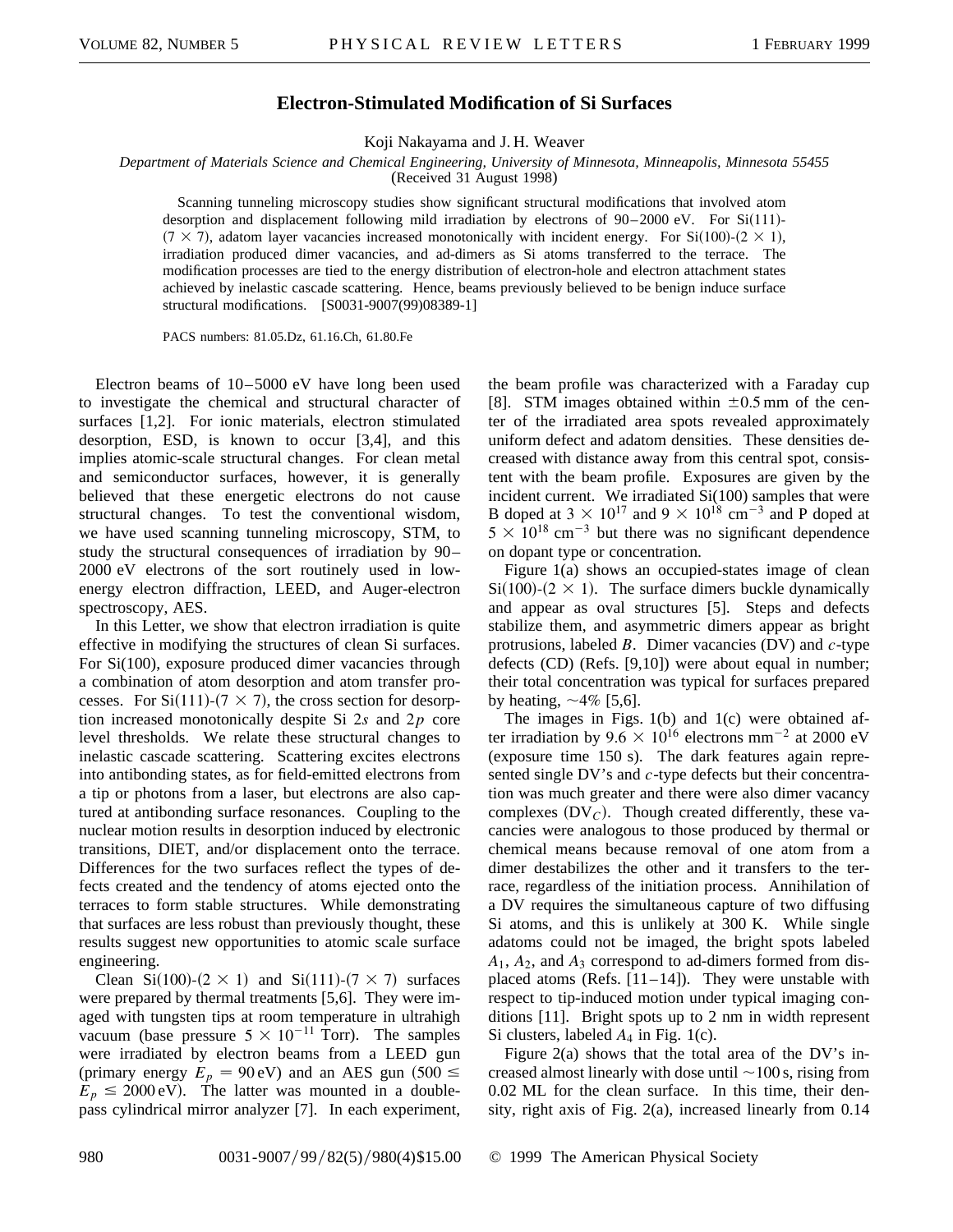# Electron-Stimulated Modification of Si Surfaces

Koji Nakayama and J. H. Weaver

*Department of Materials Science and Chemical Engineering, University of Minnesota, Minneapolis, Minnesota 55455*
(Received 31 August 1998)

Scanning tunneling microscopy studies show significant structural modifications that involved atom desorption and displacement following mild irradiation by electrons of 90–2000 eV. For Si(111)-(7 × 7), adatom layer vacancies increased monotonically with incident energy. For Si(100)-(2 × 1), irradiation produced dimer vacancies, and ad-dimers as Si atoms transferred to the terrace. The modification processes are tied to the energy distribution of electron-hole and electron attachment states achieved by inelastic cascade scattering. Hence, beams previously believed to be benign induce surface structural modifications. [S0031-9007(99)08389-1]

PACS numbers: 81.05.Dz, 61.16.Ch, 61.80.Fe

Electron beams of 10–5000 eV have long been used to investigate the chemical and structural character of surfaces [1,2]. For ionic materials, electron stimulated desorption, ESD, is known to occur [3,4], and this implies atomic-scale structural changes. For clean metal and semiconductor surfaces, however, it is generally believed that these energetic electrons do not cause structural changes. To test the conventional wisdom, we have used scanning tunneling microscopy, STM, to study the structural consequences of irradiation by 90–2000 eV electrons of the sort routinely used in low-energy electron diffraction, LEED, and Auger-electron spectroscopy, AES.

In this Letter, we show that electron irradiation is quite effective in modifying the structures of clean Si surfaces. For Si(100), exposure produced dimer vacancies through a combination of atom desorption and atom transfer processes. For Si(111)-(7 × 7), the cross section for desorption increased monotonically despite Si $2s$ and $2p$ core level thresholds. We relate these structural changes to inelastic cascade scattering. Scattering excites electrons into antibonding states, as for field-emitted electrons from a tip or photons from a laser, but electrons are also captured at antibonding surface resonances. Coupling to the nuclear motion results in desorption induced by electronic transitions, DIET, and/or displacement onto the terrace. Differences for the two surfaces reflect the types of defects created and the tendency of atoms ejected onto the terraces to form stable structures. While demonstrating that surfaces are less robust than previously thought, these results suggest new opportunities to atomic scale surface engineering.

Clean Si(100)-(2 × 1) and Si(111)-(7 × 7) surfaces were prepared by thermal treatments [5,6]. They were imaged with tungsten tips at room temperature in ultrahigh vacuum (base pressure $5 \times 10^{-11}$ Torr). The samples were irradiated by electron beams from a LEED gun (primary energy $E_p = 90$ eV) and an AES gun ($500 \leq E_p \leq 2000$ eV). The latter was mounted in a double-pass cylindrical mirror analyzer [7]. In each experiment, the beam profile was characterized with a Faraday cup [8]. STM images obtained within $\pm 0.5$ mm of the center of the irradiated area spots revealed approximately uniform defect and adatom densities. These densities decreased with distance away from this central spot, consistent with the beam profile. Exposures are given by the incident current. We irradiated Si(100) samples that were B doped at $3 \times 10^{17}$ and $9 \times 10^{18}$ cm$^{-3}$ and P doped at $5 \times 10^{18}$ cm$^{-3}$ but there was no significant dependence on dopant type or concentration.

Figure 1(a) shows an occupied-states image of clean Si(100)-(2 × 1). The surface dimers buckle dynamically and appear as oval structures [5]. Steps and defects stabilize them, and asymmetric dimers appear as bright protrusions, labeled $B$. Dimer vacancies (DV) and $c$-type defects (CD) (Refs. [9,10]) were about equal in number; their total concentration was typical for surfaces prepared by heating, ~4% [5,6].

The images in Figs. 1(b) and 1(c) were obtained after irradiation by $9.6 \times 10^{16}$ electrons mm$^{-2}$ at 2000 eV (exposure time 150 s). The dark features again represented single DV's and $c$-type defects but their concentration was much greater and there were also dimer vacancy complexes (DV$_C$). Though created differently, these vacancies were analogous to those produced by thermal or chemical means because removal of one atom from a dimer destabilizes the other and it transfers to the terrace, regardless of the initiation process. Annihilation of a DV requires the simultaneous capture of two diffusing Si atoms, and this is unlikely at 300 K. While single adatoms could not be imaged, the bright spots labeled $A_1$, $A_2$, and $A_3$ correspond to ad-dimers formed from displaced atoms (Refs. [11–14]). They were unstable with respect to tip-induced motion under typical imaging conditions [11]. Bright spots up to 2 nm in width represent Si clusters, labeled $A_4$ in Fig. 1(c).

Figure 2(a) shows that the total area of the DV's increased almost linearly with dose until ~100 s, rising from 0.02 ML for the clean surface. In this time, their density, right axis of Fig. 2(a), increased linearly from 0.14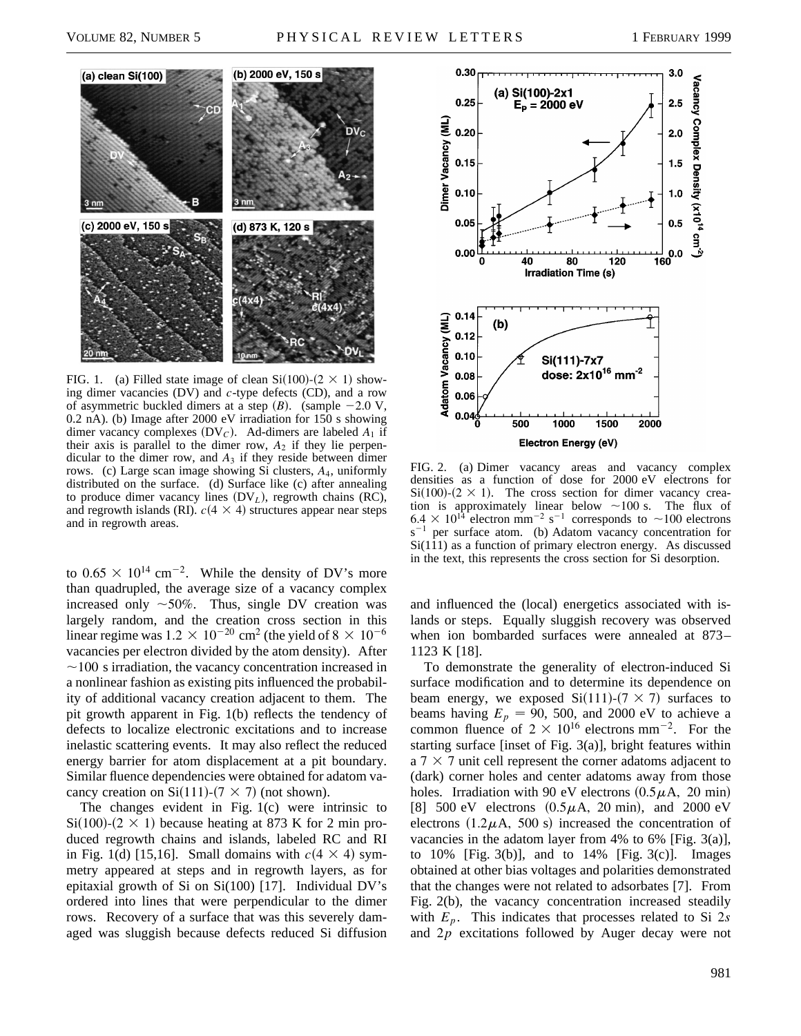(a) clean Si(100)

CD

DV

B

3 nm

(b) 2000 eV, 150 s

$A_1$

$DV_C$

$A_3$

$A_2$

3 nm

(c) 2000 eV, 150 s

$S_B$

$S_A$

$A_4$

20 nm

(d) 873 K, 120 s

c(4x4)

RI

c(4x4)

RC

$DV_L$

10 nm

FIG. 1. (a) Filled state image of clean Si(100)-(2 × 1) showing dimer vacancies (DV) and $c$-type defects (CD), and a row of asymmetric buckled dimers at a step ($B$). (sample −2.0 V, 0.2 nA). (b) Image after 2000 eV irradiation for 150 s showing dimer vacancy complexes ($DV_C$). Ad-dimers are labeled $A_1$ if their axis is parallel to the dimer row, $A_2$ if they lie perpendicular to the dimer row, and $A_3$ if they reside between dimer rows. (c) Large scan image showing Si clusters, $A_4$, uniformly distributed on the surface. (d) Surface like (c) after annealing to produce dimer vacancy lines ($DV_L$), regrowth chains (RC), and regrowth islands (RI). $c(4 \times 4)$ structures appear near steps and in regrowth areas.

(a) Si(100)-2x1

$E_P$ = 2000 eV

Dimer Vacancy (ML)

Vacancy Complex Density (x10$^{14}$ cm$^{-2}$)

0.30
0.25
0.20
0.15
0.10
0.05
0.00

3.0
2.5
2.0
1.5
1.0
0.5
0.0

0
40
80
120
160

Irradiation Time (s)

(b)

Adatom Vacancy (ML)

Si(111)-7x7

dose: 2x10$^{16}$ mm$^{-2}$

0.14
0.12
0.10
0.08
0.06
0.04

0
500
1000
1500
2000

Electron Energy (eV)

FIG. 2. (a) Dimer vacancy areas and vacancy complex densities as a function of dose for 2000 eV electrons for Si(100)-(2 × 1). The cross section for dimer vacancy creation is approximately linear below ~100 s. The flux of $6.4 \times 10^{14}$ electron mm$^{-2}$ s$^{-1}$ corresponds to ~100 electrons s$^{-1}$ per surface atom. (b) Adatom vacancy concentration for Si(111) as a function of primary electron energy. As discussed in the text, this represents the cross section for Si desorption.

to $0.65 \times 10^{14}$ cm$^{-2}$. While the density of DV's more than quadrupled, the average size of a vacancy complex increased only ~50%. Thus, single DV creation was largely random, and the electron cross section in this linear regime was $1.2 \times 10^{-20}$ cm$^2$ (the yield of $8 \times 10^{-6}$ vacancies per electron divided by the atom density). After ~100 s irradiation, the vacancy concentration increased in a nonlinear fashion as existing pits influenced the probability of additional vacancy creation adjacent to them. The pit growth apparent in Fig. 1(b) reflects the tendency of defects to localize electronic excitations and to increase inelastic scattering events. It may also reflect the reduced energy barrier for atom displacement at a pit boundary. Similar fluence dependencies were obtained for adatom vacancy creation on Si(111)-(7 × 7) (not shown).

The changes evident in Fig. 1(c) were intrinsic to Si(100)-(2 × 1) because heating at 873 K for 2 min produced regrowth chains and islands, labeled RC and RI in Fig. 1(d) [15,16]. Small domains with $c(4 \times 4)$ symmetry appeared at steps and in regrowth layers, as for epitaxial growth of Si on Si(100) [17]. Individual DV's ordered into lines that were perpendicular to the dimer rows. Recovery of a surface that was this severely damaged was sluggish because defects reduced Si diffusion and influenced the (local) energetics associated with islands or steps. Equally sluggish recovery was observed when ion bombarded surfaces were annealed at 873–1123 K [18].

To demonstrate the generality of electron-induced Si surface modification and to determine its dependence on beam energy, we exposed Si(111)-(7 × 7) surfaces to beams having $E_p$ = 90, 500, and 2000 eV to achieve a common fluence of $2 \times 10^{16}$ electrons mm$^{-2}$. For the starting surface [inset of Fig. 3(a)], bright features within a 7 × 7 unit cell represent the corner adatoms adjacent to (dark) corner holes and center adatoms away from those holes. Irradiation with 90 eV electrons (0.5 $\mu$A, 20 min) [8] 500 eV electrons (0.5 $\mu$A, 20 min), and 2000 eV electrons (1.2 $\mu$A, 500 s) increased the concentration of vacancies in the adatom layer from 4% to 6% [Fig. 3(a)], to 10% [Fig. 3(b)], and to 14% [Fig. 3(c)]. Images obtained at other bias voltages and polarities demonstrated that the changes were not related to adsorbates [7]. From Fig. 2(b), the vacancy concentration increased steadily with $E_p$. This indicates that processes related to Si 2$s$ and 2$p$ excitations followed by Auger decay were not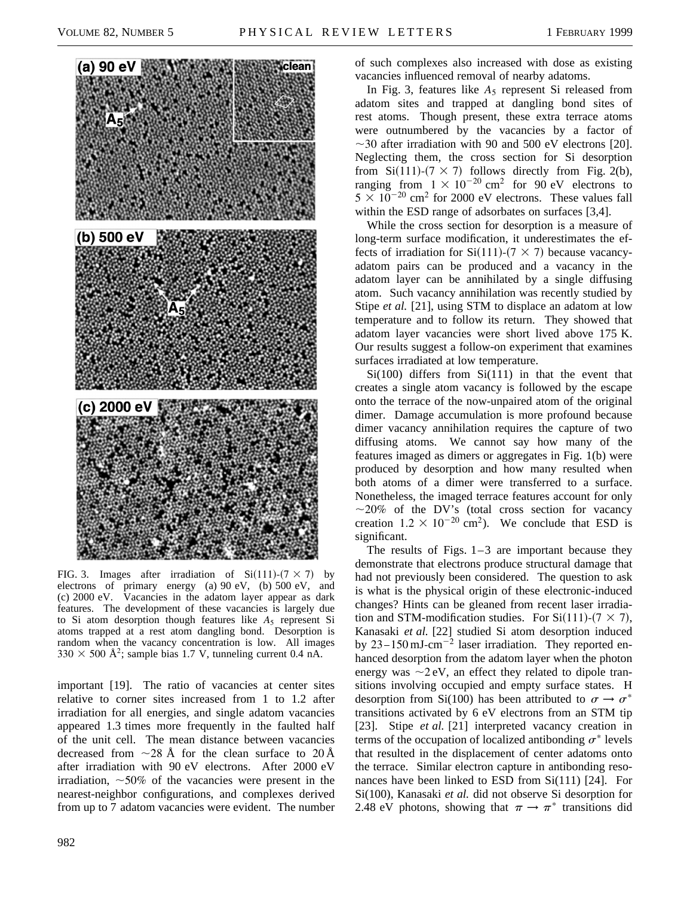FIG. 3. Images after irradiation of Si(111)-(7 × 7) by electrons of primary energy (a) 90 eV, (b) 500 eV, and (c) 2000 eV. Vacancies in the adatom layer appear as dark features. The development of these vacancies is largely due to Si atom desorption though features like $A_5$ represent Si atoms trapped at a rest atom dangling bond. Desorption is random when the vacancy concentration is low. All images $330 \times 500$ Å$^2$; sample bias 1.7 V, tunneling current 0.4 nA.

important [19]. The ratio of vacancies at center sites relative to corner sites increased from 1 to 1.2 after irradiation for all energies, and single adatom vacancies appeared 1.3 times more frequently in the faulted half of the unit cell. The mean distance between vacancies decreased from ~28 Å for the clean surface to 20 Å after irradiation with 90 eV electrons. After 2000 eV irradiation, ~50% of the vacancies were present in the nearest-neighbor configurations, and complexes derived from up to 7 adatom vacancies were evident. The number of such complexes also increased with dose as existing vacancies influenced removal of nearby adatoms.

In Fig. 3, features like $A_5$ represent Si released from adatom sites and trapped at dangling bond sites of rest atoms. Though present, these extra terrace atoms were outnumbered by the vacancies by a factor of ~30 after irradiation with 90 and 500 eV electrons [20]. Neglecting them, the cross section for Si desorption from Si(111)-(7 × 7) follows directly from Fig. 2(b), ranging from $1 \times 10^{-20}$ cm$^2$ for 90 eV electrons to $5 \times 10^{-20}$ cm$^2$ for 2000 eV electrons. These values fall within the ESD range of adsorbates on surfaces [3,4].

While the cross section for desorption is a measure of long-term surface modification, it underestimates the effects of irradiation for Si(111)-(7 × 7) because vacancy-adatom pairs can be produced and a vacancy in the adatom layer can be annihilated by a single diffusing atom. Such vacancy annihilation was recently studied by Stipe *et al.* [21], using STM to displace an adatom at low temperature and to follow its return. They showed that adatom layer vacancies were short lived above 175 K. Our results suggest a follow-on experiment that examines surfaces irradiated at low temperature.

Si(100) differs from Si(111) in that the event that creates a single atom vacancy is followed by the escape onto the terrace of the now-unpaired atom of the original dimer. Damage accumulation is more profound because dimer vacancy annihilation requires the capture of two diffusing atoms. We cannot say how many of the features imaged as dimers or aggregates in Fig. 1(b) were produced by desorption and how many resulted when both atoms of a dimer were transferred to a surface. Nonetheless, the imaged terrace features account for only ~20% of the DV's (total cross section for vacancy creation $1.2 \times 10^{-20}$ cm$^2$). We conclude that ESD is significant.

The results of Figs. 1–3 are important because they demonstrate that electrons produce structural damage that had not previously been considered. The question to ask is what is the physical origin of these electronic-induced changes? Hints can be gleaned from recent laser irradiation and STM-modification studies. For Si(111)-(7 × 7), Kanasaki *et al.* [22] studied Si atom desorption induced by 23–150 mJ-cm$^{-2}$ laser irradiation. They reported enhanced desorption from the adatom layer when the photon energy was ~2 eV, an effect they related to dipole transitions involving occupied and empty surface states. H desorption from Si(100) has been attributed to $\sigma \rightarrow \sigma^*$ transitions activated by 6 eV electrons from an STM tip [23]. Stipe *et al.* [21] interpreted vacancy creation in terms of the occupation of localized antibonding $\sigma^*$ levels that resulted in the displacement of center adatoms onto the terrace. Similar electron capture in antibonding resonances have been linked to ESD from Si(111) [24]. For Si(100), Kanasaki *et al.* did not observe Si desorption for 2.48 eV photons, showing that $\pi \rightarrow \pi^*$ transitions did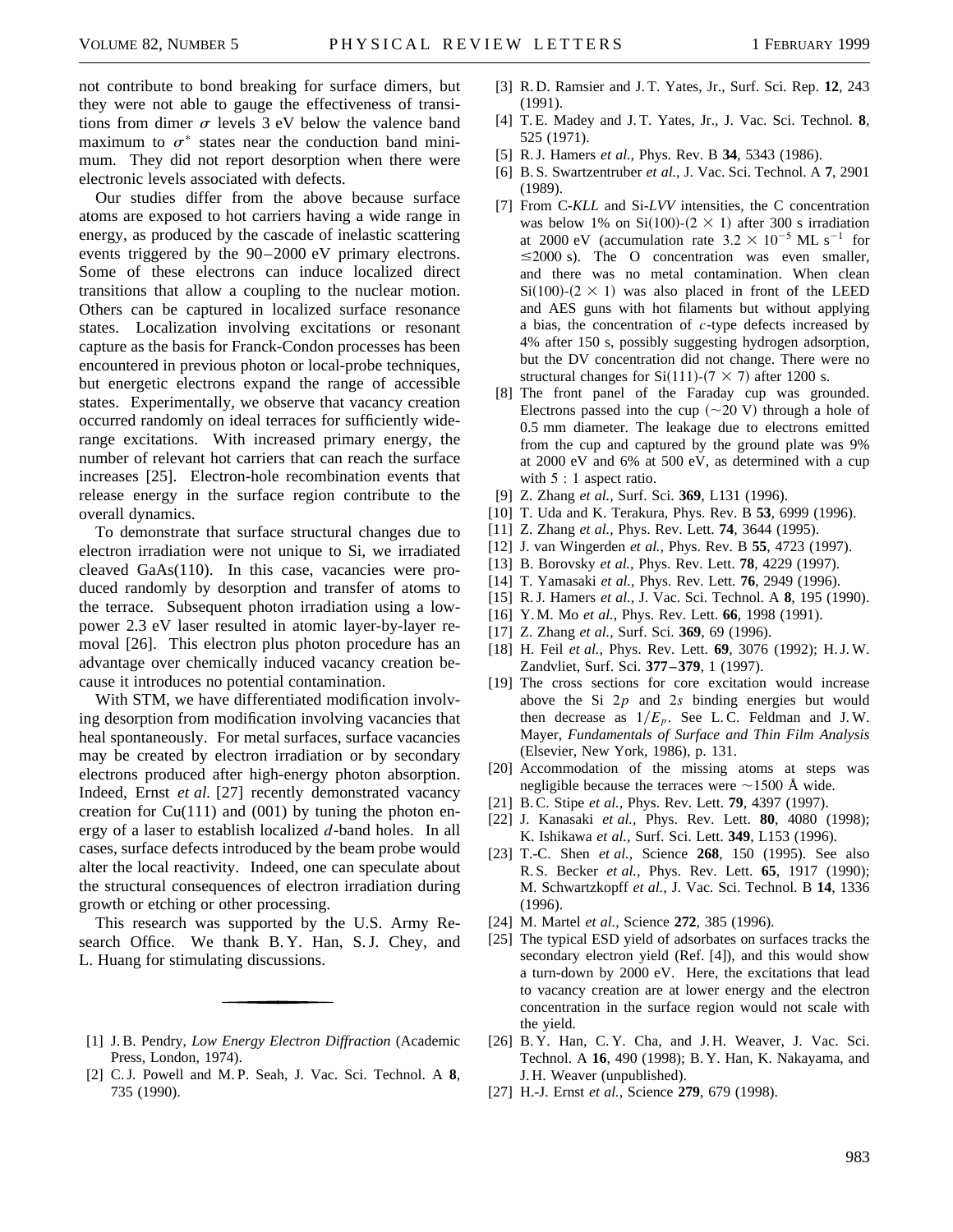not contribute to bond breaking for surface dimers, but they were not able to gauge the effectiveness of transitions from dimer $\sigma$ levels 3 eV below the valence band maximum to $\sigma^*$ states near the conduction band minimum. They did not report desorption when there were electronic levels associated with defects.

Our studies differ from the above because surface atoms are exposed to hot carriers having a wide range in energy, as produced by the cascade of inelastic scattering events triggered by the 90–2000 eV primary electrons. Some of these electrons can induce localized direct transitions that allow a coupling to the nuclear motion. Others can be captured in localized surface resonance states. Localization involving excitations or resonant capture as the basis for Franck-Condon processes has been encountered in previous photon or local-probe techniques, but energetic electrons expand the range of accessible states. Experimentally, we observe that vacancy creation occurred randomly on ideal terraces for sufficiently wide-range excitations. With increased primary energy, the number of relevant hot carriers that can reach the surface increases [25]. Electron-hole recombination events that release energy in the surface region contribute to the overall dynamics.

To demonstrate that surface structural changes due to electron irradiation were not unique to Si, we irradiated cleaved GaAs(110). In this case, vacancies were produced randomly by desorption and transfer of atoms to the terrace. Subsequent photon irradiation using a low-power 2.3 eV laser resulted in atomic layer-by-layer removal [26]. This electron plus photon procedure has an advantage over chemically induced vacancy creation because it introduces no potential contamination.

With STM, we have differentiated modification involving desorption from modification involving vacancies that heal spontaneously. For metal surfaces, surface vacancies may be created by electron irradiation or by secondary electrons produced after high-energy photon absorption. Indeed, Ernst *et al.* [27] recently demonstrated vacancy creation for Cu(111) and (001) by tuning the photon energy of a laser to establish localized $d$-band holes. In all cases, surface defects introduced by the beam probe would alter the local reactivity. Indeed, one can speculate about the structural consequences of electron irradiation during growth or etching or other processing.

This research was supported by the U.S. Army Research Office. We thank B.Y. Han, S.J. Chey, and L. Huang for stimulating discussions.

---

[1] J.B. Pendry, *Low Energy Electron Diffraction* (Academic Press, London, 1974).

[2] C.J. Powell and M.P. Seah, J. Vac. Sci. Technol. A **8**, 735 (1990).

[3] R.D. Ramsier and J.T. Yates, Jr., Surf. Sci. Rep. **12**, 243 (1991).

[4] T.E. Madey and J.T. Yates, Jr., J. Vac. Sci. Technol. **8**, 525 (1971).

[5] R.J. Hamers *et al.*, Phys. Rev. B **34**, 5343 (1986).

[6] B.S. Swartzentruber *et al.*, J. Vac. Sci. Technol. A **7**, 2901 (1989).

[7] From C-*KLL* and Si-*LVV* intensities, the C concentration was below 1% on Si(100)-($2 \times 1$) after 300 s irradiation at 2000 eV (accumulation rate $3.2 \times 10^{-5}$ ML s$^{-1}$ for $\leq$2000 s). The O concentration was even smaller, and there was no metal contamination. When clean Si(100)-($2 \times 1$) was also placed in front of the LEED and AES guns with hot filaments but without applying a bias, the concentration of $c$-type defects increased by 4% after 150 s, possibly suggesting hydrogen adsorption, but the DV concentration did not change. There were no structural changes for Si(111)-($7 \times 7$) after 1200 s.

[8] The front panel of the Faraday cup was grounded. Electrons passed into the cup ($\sim$20 V) through a hole of 0.5 mm diameter. The leakage due to electrons emitted from the cup and captured by the ground plate was 9% at 2000 eV and 6% at 500 eV, as determined with a cup with 5 : 1 aspect ratio.

[9] Z. Zhang *et al.*, Surf. Sci. **369**, L131 (1996).

[10] T. Uda and K. Terakura, Phys. Rev. B **53**, 6999 (1996).

[11] Z. Zhang *et al.*, Phys. Rev. Lett. **74**, 3644 (1995).

[12] J. van Wingerden *et al.*, Phys. Rev. B **55**, 4723 (1997).

[13] B. Borovsky *et al.*, Phys. Rev. Lett. **78**, 4229 (1997).

[14] T. Yamasaki *et al.*, Phys. Rev. Lett. **76**, 2949 (1996).

[15] R.J. Hamers *et al.*, J. Vac. Sci. Technol. A **8**, 195 (1990).

[16] Y.M. Mo *et al.*, Phys. Rev. Lett. **66**, 1998 (1991).

[17] Z. Zhang *et al.*, Surf. Sci. **369**, 69 (1996).

[18] H. Feil *et al.*, Phys. Rev. Lett. **69**, 3076 (1992); H.J.W. Zandvliet, Surf. Sci. **377–379**, 1 (1997).

[19] The cross sections for core excitation would increase above the Si $2p$ and $2s$ binding energies but would then decrease as $1/E_p$. See L.C. Feldman and J.W. Mayer, *Fundamentals of Surface and Thin Film Analysis* (Elsevier, New York, 1986), p. 131.

[20] Accommodation of the missing atoms at steps was negligible because the terraces were $\sim$1500 Å wide.

[21] B.C. Stipe *et al.*, Phys. Rev. Lett. **79**, 4397 (1997).

[22] J. Kanasaki *et al.*, Phys. Rev. Lett. **80**, 4080 (1998); K. Ishikawa *et al.*, Surf. Sci. Lett. **349**, L153 (1996).

[23] T.-C. Shen *et al.*, Science **268**, 150 (1995). See also R.S. Becker *et al.*, Phys. Rev. Lett. **65**, 1917 (1990); M. Schwartzkopff *et al.*, J. Vac. Sci. Technol. B **14**, 1336 (1996).

[24] M. Martel *et al.*, Science **272**, 385 (1996).

[25] The typical ESD yield of adsorbates on surfaces tracks the secondary electron yield (Ref. [4]), and this would show a turn-down by 2000 eV. Here, the excitations that lead to vacancy creation are at lower energy and the electron concentration in the surface region would not scale with the yield.

[26] B.Y. Han, C.Y. Cha, and J.H. Weaver, J. Vac. Sci. Technol. A **16**, 490 (1998); B.Y. Han, K. Nakayama, and J.H. Weaver (unpublished).

[27] H.-J. Ernst *et al.*, Science **279**, 679 (1998).